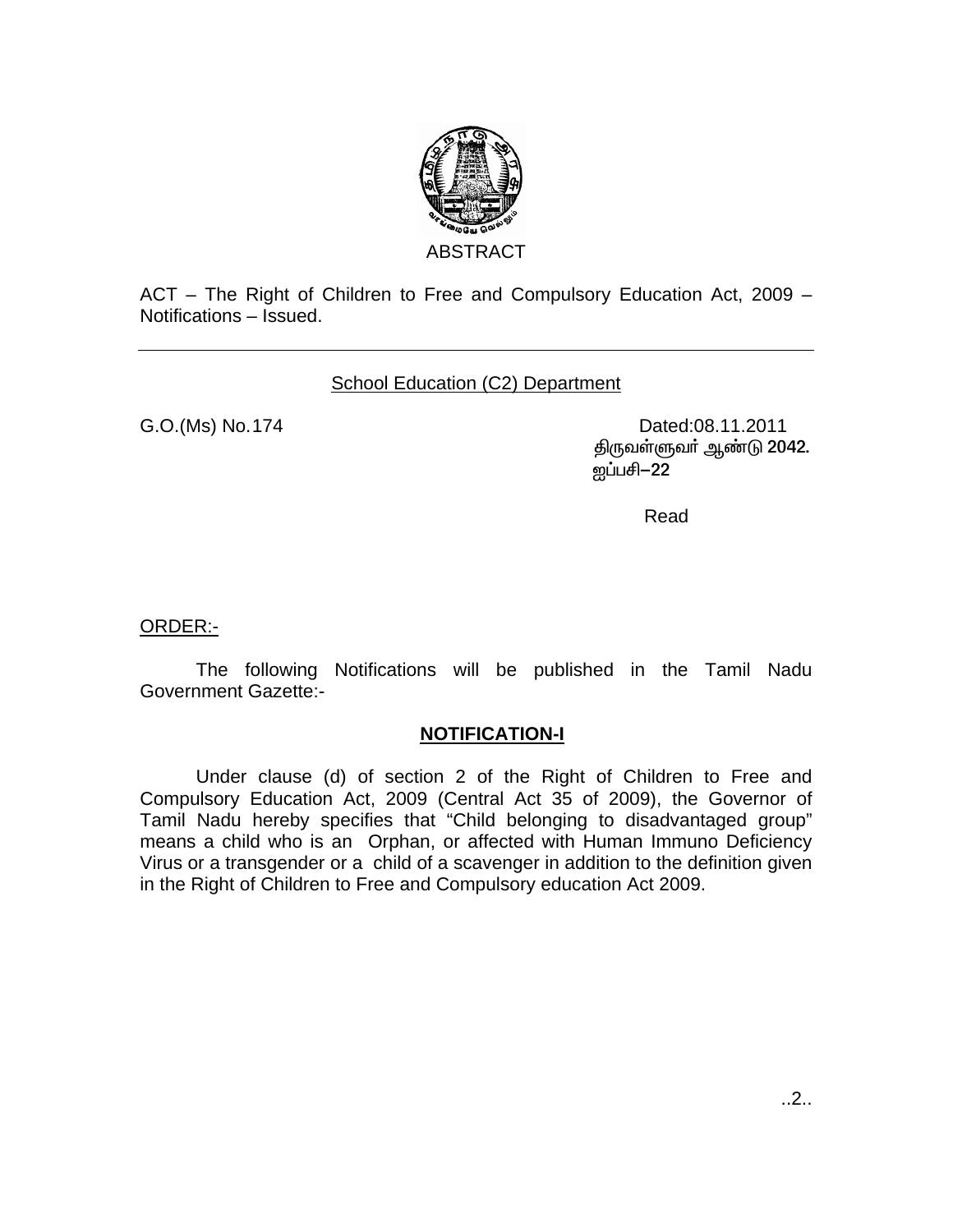ABSTRACT

ACT – The Right of Children to Free and Compulsory Education Act, 2009 – Notifications – Issued.

---

School Education (C2) Department

G.O.(Ms) No.174 Dated:08.11.2011
திருவள்ளுவர் ஆண்டு 2042.
ஐப்பசி–22

Read

ORDER:-

The following Notifications will be published in the Tamil Nadu Government Gazette:-

**NOTIFICATION-I**

Under clause (d) of section 2 of the Right of Children to Free and Compulsory Education Act, 2009 (Central Act 35 of 2009), the Governor of Tamil Nadu hereby specifies that "Child belonging to disadvantaged group" means a child who is an Orphan, or affected with Human Immuno Deficiency Virus or a transgender or a child of a scavenger in addition to the definition given in the Right of Children to Free and Compulsory education Act 2009.

..2..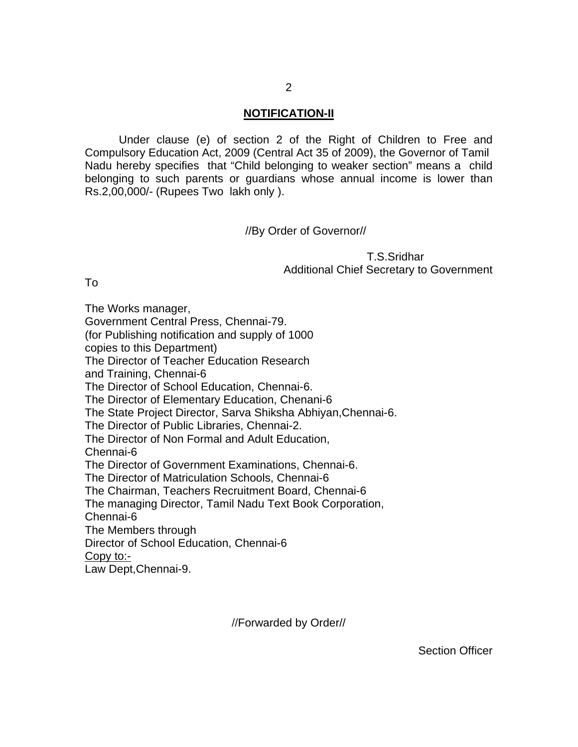## NOTIFICATION-II

Under clause (e) of section 2 of the Right of Children to Free and Compulsory Education Act, 2009 (Central Act 35 of 2009), the Governor of Tamil Nadu hereby specifies that "Child belonging to weaker section" means a child belonging to such parents or guardians whose annual income is lower than Rs.2,00,000/- (Rupees Two lakh only ).

//By Order of Governor//

T.S.Sridhar
Additional Chief Secretary to Government

To

The Works manager,
Government Central Press, Chennai-79.
(for Publishing notification and supply of 1000 copies to this Department)
The Director of Teacher Education Research and Training, Chennai-6
The Director of School Education, Chennai-6.
The Director of Elementary Education, Chenani-6
The State Project Director, Sarva Shiksha Abhiyan,Chennai-6.
The Director of Public Libraries, Chennai-2.
The Director of Non Formal and Adult Education, Chennai-6
The Director of Government Examinations, Chennai-6.
The Director of Matriculation Schools, Chennai-6
The Chairman, Teachers Recruitment Board, Chennai-6
The managing Director, Tamil Nadu Text Book Corporation, Chennai-6
The Members through
Director of School Education, Chennai-6
Copy to:-
Law Dept,Chennai-9.

//Forwarded by Order//

Section Officer